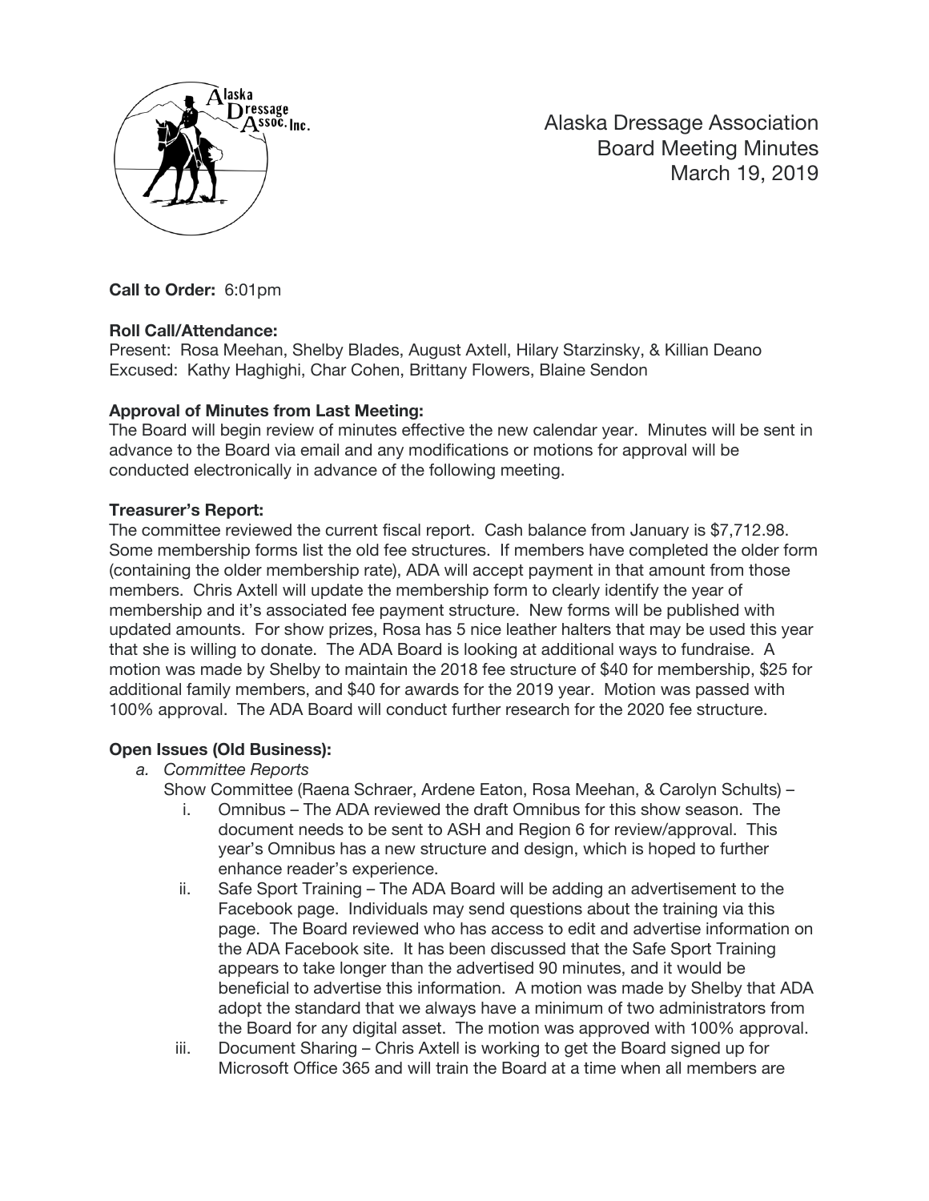Alaska Dressage Association
Board Meeting Minutes
March 19, 2019

**Call to Order:** 6:01pm

**Roll Call/Attendance:**
Present: Rosa Meehan, Shelby Blades, August Axtell, Hilary Starzinsky, & Killian Deano
Excused: Kathy Haghighi, Char Cohen, Brittany Flowers, Blaine Sendon

**Approval of Minutes from Last Meeting:**
The Board will begin review of minutes effective the new calendar year. Minutes will be sent in advance to the Board via email and any modifications or motions for approval will be conducted electronically in advance of the following meeting.

**Treasurer's Report:**
The committee reviewed the current fiscal report. Cash balance from January is $7,712.98. Some membership forms list the old fee structures. If members have completed the older form (containing the older membership rate), ADA will accept payment in that amount from those members. Chris Axtell will update the membership form to clearly identify the year of membership and it's associated fee payment structure. New forms will be published with updated amounts. For show prizes, Rosa has 5 nice leather halters that may be used this year that she is willing to donate. The ADA Board is looking at additional ways to fundraise. A motion was made by Shelby to maintain the 2018 fee structure of $40 for membership, $25 for additional family members, and $40 for awards for the 2019 year. Motion was passed with 100% approval. The ADA Board will conduct further research for the 2020 fee structure.

**Open Issues (Old Business):**

*a. Committee Reports*

Show Committee (Raena Schraer, Ardene Eaton, Rosa Meehan, & Carolyn Schults) –

i. Omnibus – The ADA reviewed the draft Omnibus for this show season. The document needs to be sent to ASH and Region 6 for review/approval. This year's Omnibus has a new structure and design, which is hoped to further enhance reader's experience.

ii. Safe Sport Training – The ADA Board will be adding an advertisement to the Facebook page. Individuals may send questions about the training via this page. The Board reviewed who has access to edit and advertise information on the ADA Facebook site. It has been discussed that the Safe Sport Training appears to take longer than the advertised 90 minutes, and it would be beneficial to advertise this information. A motion was made by Shelby that ADA adopt the standard that we always have a minimum of two administrators from the Board for any digital asset. The motion was approved with 100% approval.

iii. Document Sharing – Chris Axtell is working to get the Board signed up for Microsoft Office 365 and will train the Board at a time when all members are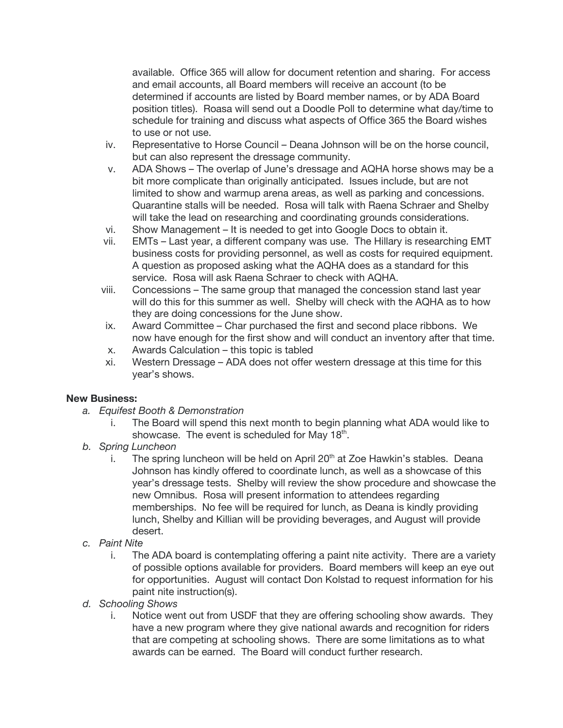available. Office 365 will allow for document retention and sharing. For access and email accounts, all Board members will receive an account (to be determined if accounts are listed by Board member names, or by ADA Board position titles). Roasa will send out a Doodle Poll to determine what day/time to schedule for training and discuss what aspects of Office 365 the Board wishes to use or not use.

iv. Representative to Horse Council – Deana Johnson will be on the horse council, but can also represent the dressage community.

v. ADA Shows – The overlap of June's dressage and AQHA horse shows may be a bit more complicate than originally anticipated. Issues include, but are not limited to show and warmup arena areas, as well as parking and concessions. Quarantine stalls will be needed. Rosa will talk with Raena Schraer and Shelby will take the lead on researching and coordinating grounds considerations.

vi. Show Management – It is needed to get into Google Docs to obtain it.

vii. EMTs – Last year, a different company was use. The Hillary is researching EMT business costs for providing personnel, as well as costs for required equipment. A question as proposed asking what the AQHA does as a standard for this service. Rosa will ask Raena Schraer to check with AQHA.

viii. Concessions – The same group that managed the concession stand last year will do this for this summer as well. Shelby will check with the AQHA as to how they are doing concessions for the June show.

ix. Award Committee – Char purchased the first and second place ribbons. We now have enough for the first show and will conduct an inventory after that time.

x. Awards Calculation – this topic is tabled

xi. Western Dressage – ADA does not offer western dressage at this time for this year's shows.

**New Business:**

a. *Equifest Booth & Demonstration*

   i. The Board will spend this next month to begin planning what ADA would like to showcase. The event is scheduled for May 18th.

b. *Spring Luncheon*

   i. The spring luncheon will be held on April 20th at Zoe Hawkin's stables. Deana Johnson has kindly offered to coordinate lunch, as well as a showcase of this year's dressage tests. Shelby will review the show procedure and showcase the new Omnibus. Rosa will present information to attendees regarding memberships. No fee will be required for lunch, as Deana is kindly providing lunch, Shelby and Killian will be providing beverages, and August will provide desert.

c. *Paint Nite*

   i. The ADA board is contemplating offering a paint nite activity. There are a variety of possible options available for providers. Board members will keep an eye out for opportunities. August will contact Don Kolstad to request information for his paint nite instruction(s).

d. *Schooling Shows*

   i. Notice went out from USDF that they are offering schooling show awards. They have a new program where they give national awards and recognition for riders that are competing at schooling shows. There are some limitations as to what awards can be earned. The Board will conduct further research.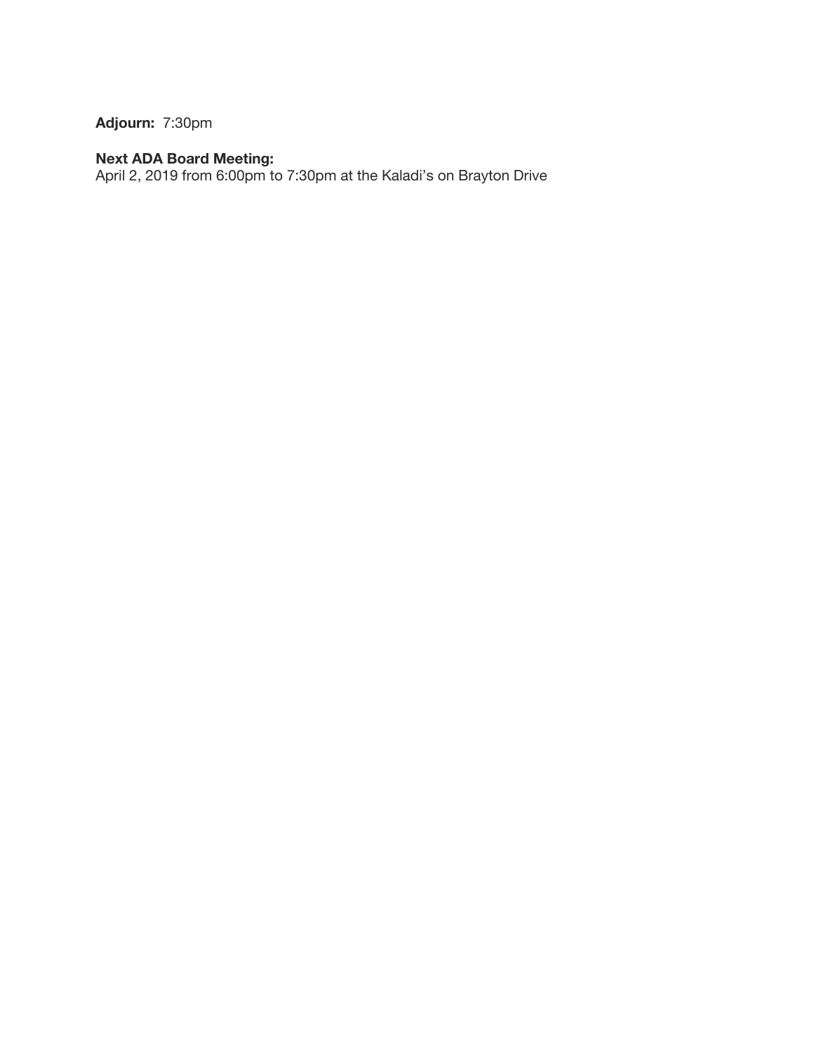**Adjourn:** 7:30pm

**Next ADA Board Meeting:**
April 2, 2019 from 6:00pm to 7:30pm at the Kaladi's on Brayton Drive